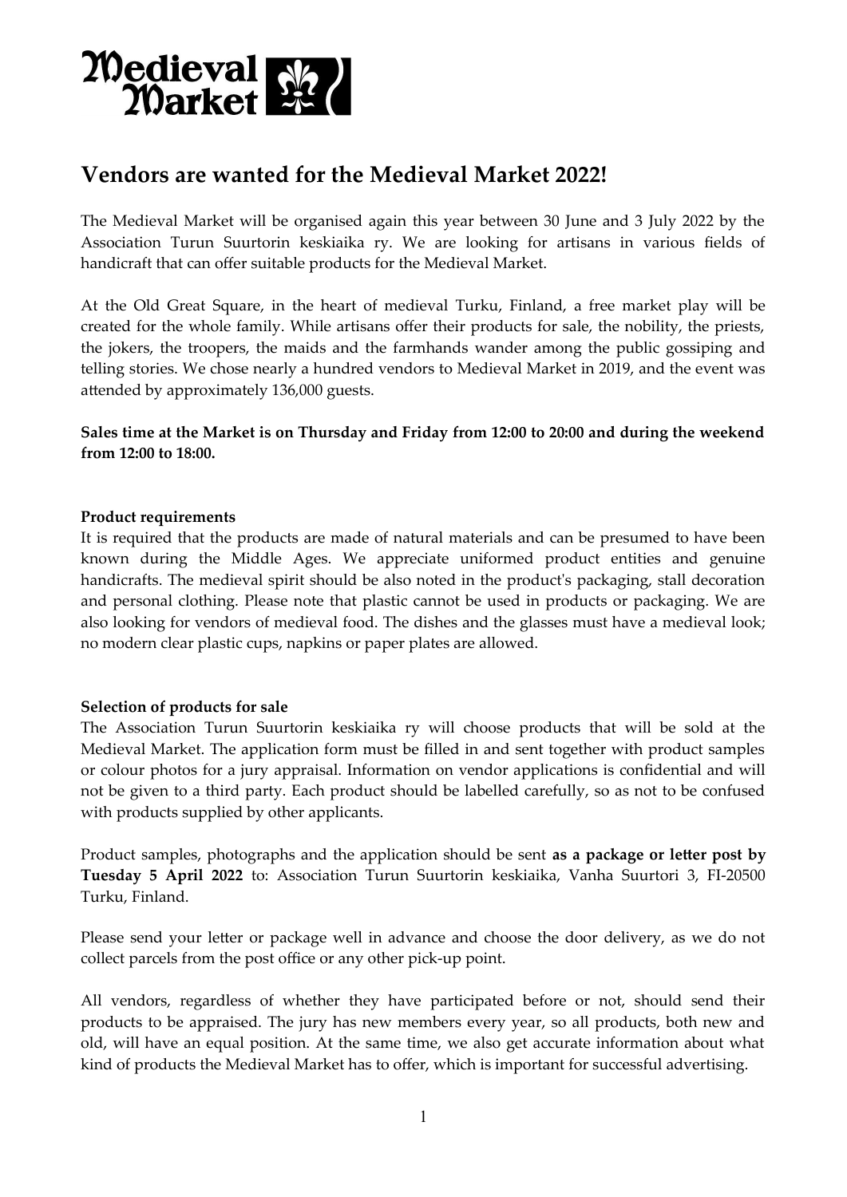# Medieval Market

## Vendors are wanted for the Medieval Market 2022!

The Medieval Market will be organised again this year between 30 June and 3 July 2022 by the Association Turun Suurtorin keskiaika ry. We are looking for artisans in various fields of handicraft that can offer suitable products for the Medieval Market.

At the Old Great Square, in the heart of medieval Turku, Finland, a free market play will be created for the whole family. While artisans offer their products for sale, the nobility, the priests, the jokers, the troopers, the maids and the farmhands wander among the public gossiping and telling stories. We chose nearly a hundred vendors to Medieval Market in 2019, and the event was attended by approximately 136,000 guests.

**Sales time at the Market is on Thursday and Friday from 12:00 to 20:00 and during the weekend from 12:00 to 18:00.**

**Product requirements**
It is required that the products are made of natural materials and can be presumed to have been known during the Middle Ages. We appreciate uniformed product entities and genuine handicrafts. The medieval spirit should be also noted in the product's packaging, stall decoration and personal clothing. Please note that plastic cannot be used in products or packaging. We are also looking for vendors of medieval food. The dishes and the glasses must have a medieval look; no modern clear plastic cups, napkins or paper plates are allowed.

**Selection of products for sale**
The Association Turun Suurtorin keskiaika ry will choose products that will be sold at the Medieval Market. The application form must be filled in and sent together with product samples or colour photos for a jury appraisal. Information on vendor applications is confidential and will not be given to a third party. Each product should be labelled carefully, so as not to be confused with products supplied by other applicants.

Product samples, photographs and the application should be sent **as a package or letter post by Tuesday 5 April 2022** to: Association Turun Suurtorin keskiaika, Vanha Suurtori 3, FI-20500 Turku, Finland.

Please send your letter or package well in advance and choose the door delivery, as we do not collect parcels from the post office or any other pick-up point.

All vendors, regardless of whether they have participated before or not, should send their products to be appraised. The jury has new members every year, so all products, both new and old, will have an equal position. At the same time, we also get accurate information about what kind of products the Medieval Market has to offer, which is important for successful advertising.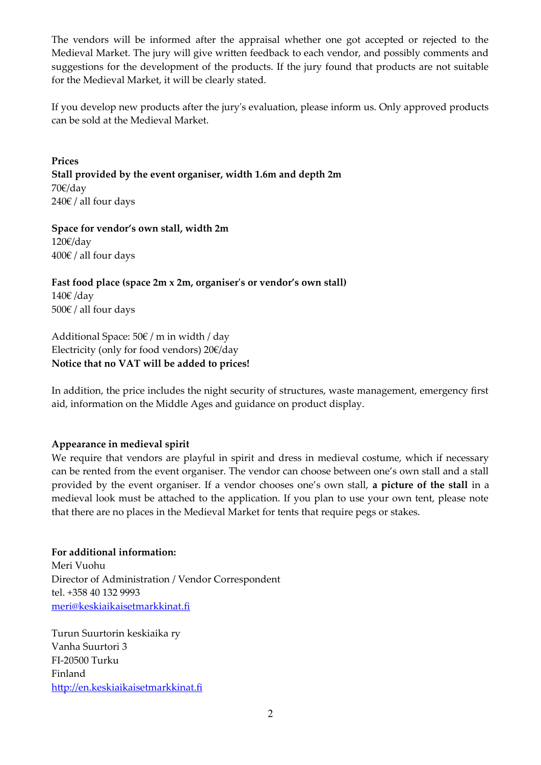The vendors will be informed after the appraisal whether one got accepted or rejected to the Medieval Market. The jury will give written feedback to each vendor, and possibly comments and suggestions for the development of the products. If the jury found that products are not suitable for the Medieval Market, it will be clearly stated.

If you develop new products after the jury's evaluation, please inform us. Only approved products can be sold at the Medieval Market.

**Prices**

**Stall provided by the event organiser, width 1.6m and depth 2m**

70€/day

240€ / all four days

**Space for vendor's own stall, width 2m**

120€/day

400€ / all four days

**Fast food place (space 2m x 2m, organiser's or vendor's own stall)**

140€ /day

500€ / all four days

Additional Space: 50€ / m in width / day

Electricity (only for food vendors) 20€/day

**Notice that no VAT will be added to prices!**

In addition, the price includes the night security of structures, waste management, emergency first aid, information on the Middle Ages and guidance on product display.

**Appearance in medieval spirit**

We require that vendors are playful in spirit and dress in medieval costume, which if necessary can be rented from the event organiser. The vendor can choose between one's own stall and a stall provided by the event organiser. If a vendor chooses one's own stall, **a picture of the stall** in a medieval look must be attached to the application. If you plan to use your own tent, please note that there are no places in the Medieval Market for tents that require pegs or stakes.

**For additional information:**

Meri Vuohu

Director of Administration / Vendor Correspondent

tel. +358 40 132 9993

meri@keskiaikaisetmarkkinat.fi

Turun Suurtorin keskiaika ry

Vanha Suurtori 3

FI-20500 Turku

Finland

http://en.keskiaikaisetmarkkinat.fi